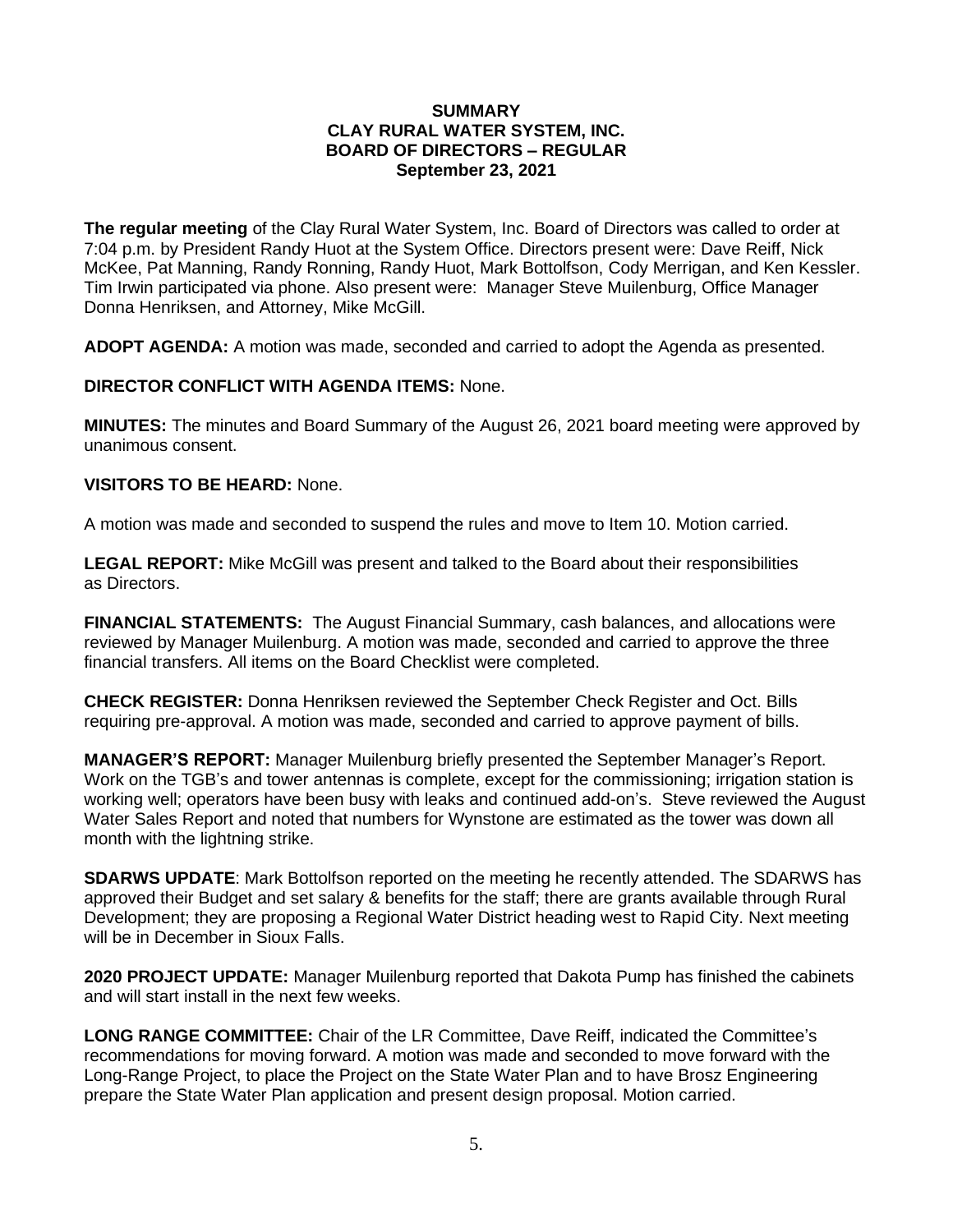**SUMMARY**
**CLAY RURAL WATER SYSTEM, INC.**
**BOARD OF DIRECTORS – REGULAR**
**September 23, 2021**

**The regular meeting** of the Clay Rural Water System, Inc. Board of Directors was called to order at 7:04 p.m. by President Randy Huot at the System Office. Directors present were: Dave Reiff, Nick McKee, Pat Manning, Randy Ronning, Randy Huot, Mark Bottolfson, Cody Merrigan, and Ken Kessler. Tim Irwin participated via phone. Also present were: Manager Steve Muilenburg, Office Manager Donna Henriksen, and Attorney, Mike McGill.

**ADOPT AGENDA:** A motion was made, seconded and carried to adopt the Agenda as presented.

**DIRECTOR CONFLICT WITH AGENDA ITEMS:** None.

**MINUTES:** The minutes and Board Summary of the August 26, 2021 board meeting were approved by unanimous consent.

**VISITORS TO BE HEARD:** None.

A motion was made and seconded to suspend the rules and move to Item 10. Motion carried.

**LEGAL REPORT:** Mike McGill was present and talked to the Board about their responsibilities as Directors.

**FINANCIAL STATEMENTS:** The August Financial Summary, cash balances, and allocations were reviewed by Manager Muilenburg. A motion was made, seconded and carried to approve the three financial transfers. All items on the Board Checklist were completed.

**CHECK REGISTER:** Donna Henriksen reviewed the September Check Register and Oct. Bills requiring pre-approval. A motion was made, seconded and carried to approve payment of bills.

**MANAGER'S REPORT:** Manager Muilenburg briefly presented the September Manager's Report. Work on the TGB's and tower antennas is complete, except for the commissioning; irrigation station is working well; operators have been busy with leaks and continued add-on's. Steve reviewed the August Water Sales Report and noted that numbers for Wynstone are estimated as the tower was down all month with the lightning strike.

**SDARWS UPDATE**: Mark Bottolfson reported on the meeting he recently attended. The SDARWS has approved their Budget and set salary & benefits for the staff; there are grants available through Rural Development; they are proposing a Regional Water District heading west to Rapid City. Next meeting will be in December in Sioux Falls.

**2020 PROJECT UPDATE:** Manager Muilenburg reported that Dakota Pump has finished the cabinets and will start install in the next few weeks.

**LONG RANGE COMMITTEE:** Chair of the LR Committee, Dave Reiff, indicated the Committee's recommendations for moving forward. A motion was made and seconded to move forward with the Long-Range Project, to place the Project on the State Water Plan and to have Brosz Engineering prepare the State Water Plan application and present design proposal. Motion carried.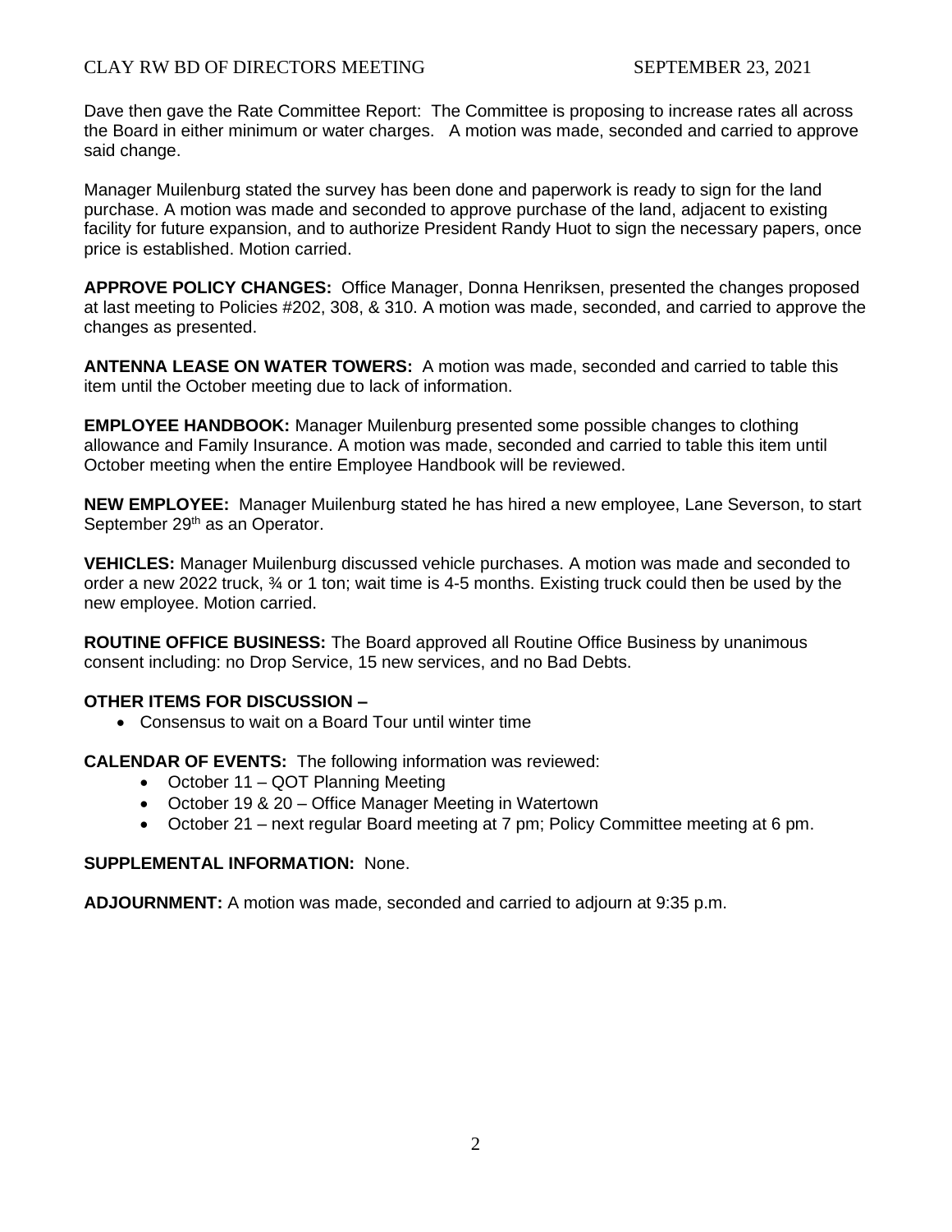Dave then gave the Rate Committee Report: The Committee is proposing to increase rates all across the Board in either minimum or water charges. A motion was made, seconded and carried to approve said change.

Manager Muilenburg stated the survey has been done and paperwork is ready to sign for the land purchase. A motion was made and seconded to approve purchase of the land, adjacent to existing facility for future expansion, and to authorize President Randy Huot to sign the necessary papers, once price is established. Motion carried.

**APPROVE POLICY CHANGES:** Office Manager, Donna Henriksen, presented the changes proposed at last meeting to Policies #202, 308, & 310. A motion was made, seconded, and carried to approve the changes as presented.

**ANTENNA LEASE ON WATER TOWERS:** A motion was made, seconded and carried to table this item until the October meeting due to lack of information.

**EMPLOYEE HANDBOOK:** Manager Muilenburg presented some possible changes to clothing allowance and Family Insurance. A motion was made, seconded and carried to table this item until October meeting when the entire Employee Handbook will be reviewed.

**NEW EMPLOYEE:** Manager Muilenburg stated he has hired a new employee, Lane Severson, to start September 29th as an Operator.

**VEHICLES:** Manager Muilenburg discussed vehicle purchases. A motion was made and seconded to order a new 2022 truck, ¾ or 1 ton; wait time is 4-5 months. Existing truck could then be used by the new employee. Motion carried.

**ROUTINE OFFICE BUSINESS:** The Board approved all Routine Office Business by unanimous consent including: no Drop Service, 15 new services, and no Bad Debts.

**OTHER ITEMS FOR DISCUSSION –**

- Consensus to wait on a Board Tour until winter time

**CALENDAR OF EVENTS:** The following information was reviewed:

- October 11 – QOT Planning Meeting
- October 19 & 20 – Office Manager Meeting in Watertown
- October 21 – next regular Board meeting at 7 pm; Policy Committee meeting at 6 pm.

**SUPPLEMENTAL INFORMATION:** None.

**ADJOURNMENT:** A motion was made, seconded and carried to adjourn at 9:35 p.m.